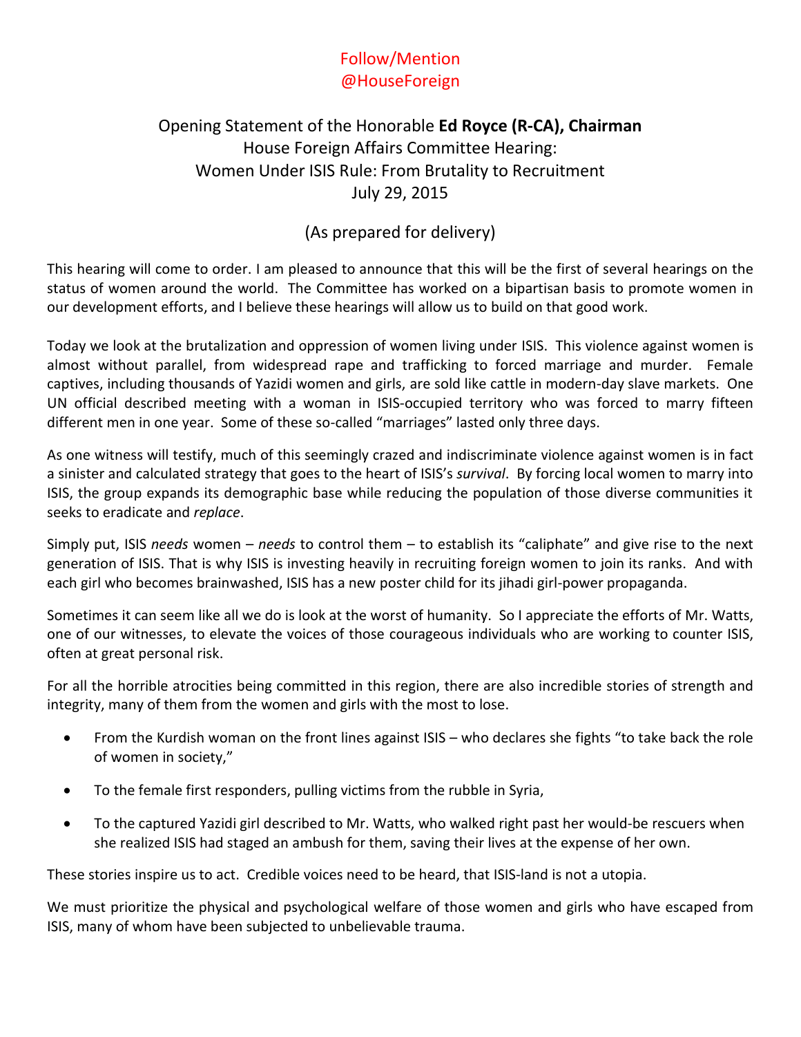Follow/Mention
@HouseForeign

# Opening Statement of the Honorable **Ed Royce (R-CA), Chairman**

## House Foreign Affairs Committee Hearing: Women Under ISIS Rule: From Brutality to Recruitment
## July 29, 2015

(As prepared for delivery)

This hearing will come to order. I am pleased to announce that this will be the first of several hearings on the status of women around the world. The Committee has worked on a bipartisan basis to promote women in our development efforts, and I believe these hearings will allow us to build on that good work.

Today we look at the brutalization and oppression of women living under ISIS. This violence against women is almost without parallel, from widespread rape and trafficking to forced marriage and murder. Female captives, including thousands of Yazidi women and girls, are sold like cattle in modern-day slave markets. One UN official described meeting with a woman in ISIS-occupied territory who was forced to marry fifteen different men in one year. Some of these so-called "marriages" lasted only three days.

As one witness will testify, much of this seemingly crazed and indiscriminate violence against women is in fact a sinister and calculated strategy that goes to the heart of ISIS's *survival*. By forcing local women to marry into ISIS, the group expands its demographic base while reducing the population of those diverse communities it seeks to eradicate and *replace*.

Simply put, ISIS *needs* women – *needs* to control them – to establish its "caliphate" and give rise to the next generation of ISIS. That is why ISIS is investing heavily in recruiting foreign women to join its ranks. And with each girl who becomes brainwashed, ISIS has a new poster child for its jihadi girl-power propaganda.

Sometimes it can seem like all we do is look at the worst of humanity. So I appreciate the efforts of Mr. Watts, one of our witnesses, to elevate the voices of those courageous individuals who are working to counter ISIS, often at great personal risk.

For all the horrible atrocities being committed in this region, there are also incredible stories of strength and integrity, many of them from the women and girls with the most to lose.

- From the Kurdish woman on the front lines against ISIS – who declares she fights "to take back the role of women in society,"
- To the female first responders, pulling victims from the rubble in Syria,
- To the captured Yazidi girl described to Mr. Watts, who walked right past her would-be rescuers when she realized ISIS had staged an ambush for them, saving their lives at the expense of her own.

These stories inspire us to act. Credible voices need to be heard, that ISIS-land is not a utopia.

We must prioritize the physical and psychological welfare of those women and girls who have escaped from ISIS, many of whom have been subjected to unbelievable trauma.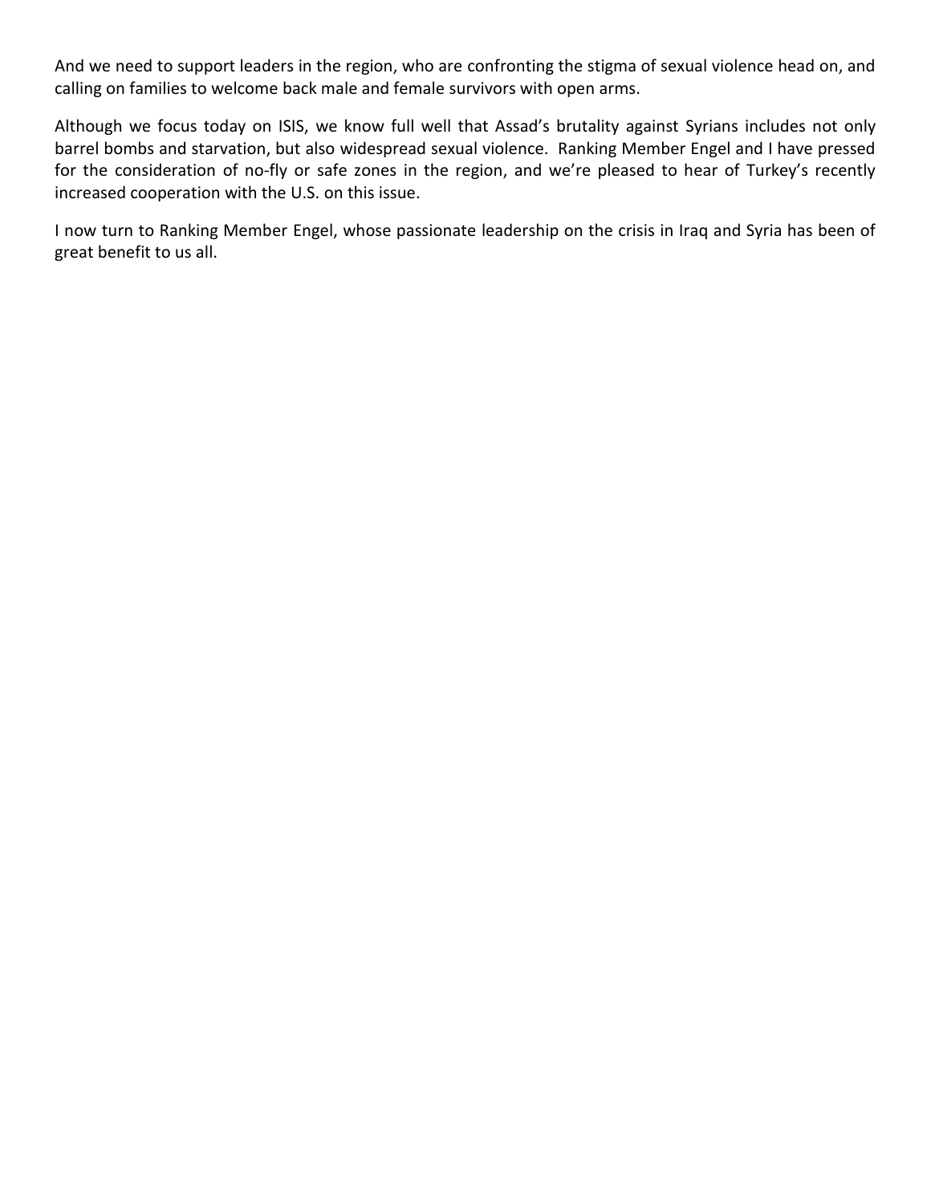And we need to support leaders in the region, who are confronting the stigma of sexual violence head on, and calling on families to welcome back male and female survivors with open arms.

Although we focus today on ISIS, we know full well that Assad's brutality against Syrians includes not only barrel bombs and starvation, but also widespread sexual violence. Ranking Member Engel and I have pressed for the consideration of no-fly or safe zones in the region, and we're pleased to hear of Turkey's recently increased cooperation with the U.S. on this issue.

I now turn to Ranking Member Engel, whose passionate leadership on the crisis in Iraq and Syria has been of great benefit to us all.